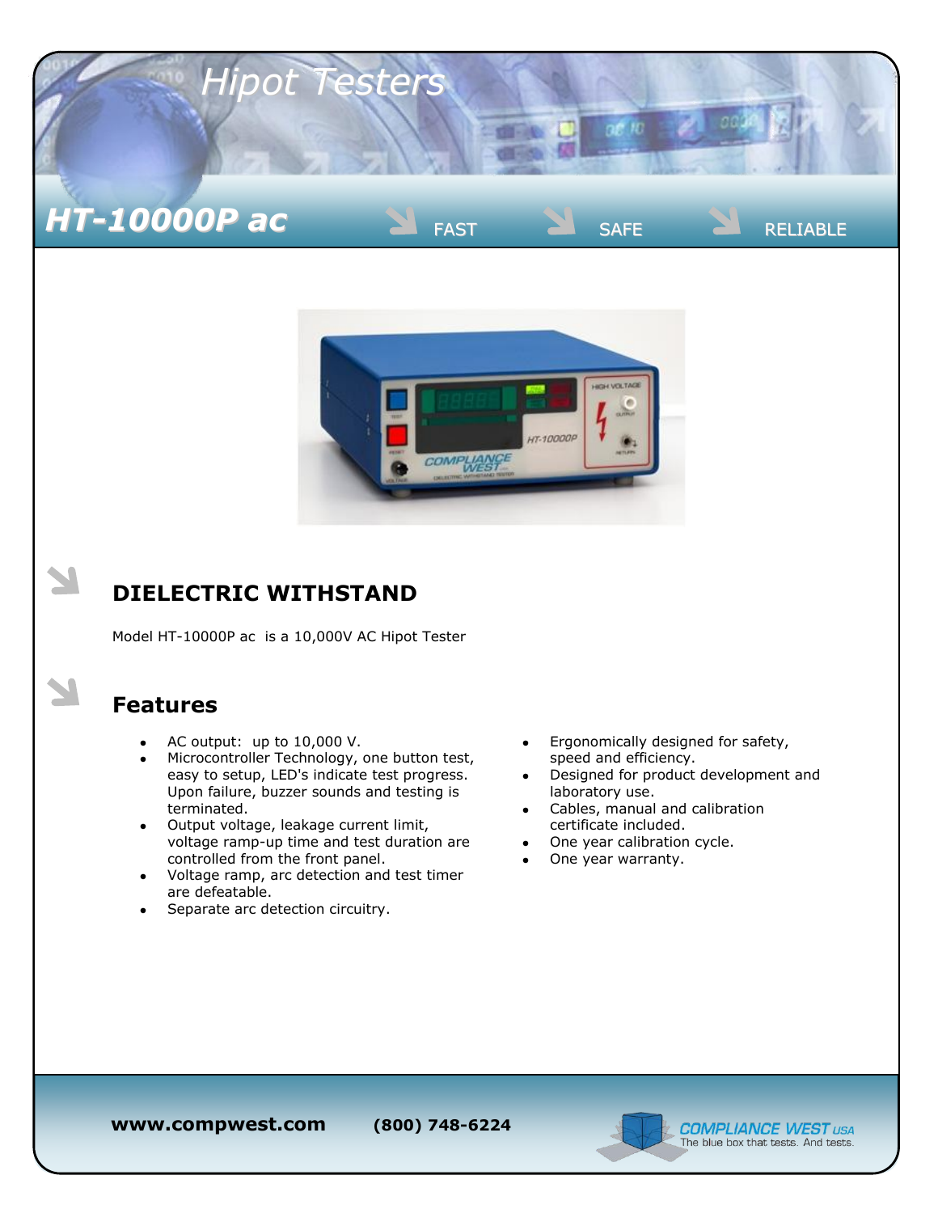# Hipot Testers

## HT-10000P ac

FAST SAFE RELIABLE

## DIELECTRIC WITHSTAND

Model HT-10000P ac is a 10,000V AC Hipot Tester

## Features

- AC output: up to 10,000 V.
- Microcontroller Technology, one button test, easy to setup, LED's indicate test progress. Upon failure, buzzer sounds and testing is terminated.
- Output voltage, leakage current limit, voltage ramp-up time and test duration are controlled from the front panel.
- Voltage ramp, arc detection and test timer are defeatable.
- Separate arc detection circuitry.
- Ergonomically designed for safety, speed and efficiency.
- Designed for product development and laboratory use.
- Cables, manual and calibration certificate included.
- One year calibration cycle.
- One year warranty.

**www.compwest.com** **(800) 748-6224**

COMPLIANCE WEST USA
The blue box that tests. And tests.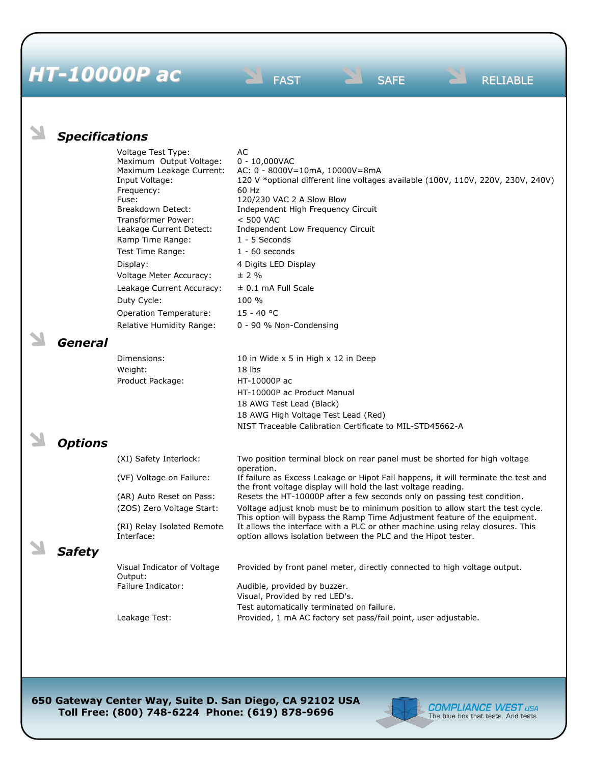# HT-10000P ac

FAST SAFE RELIABLE

## Specifications

| | |
|---|---|
| Voltage Test Type: | AC |
| Maximum Output Voltage: | 0 - 10,000VAC |
| Maximum Leakage Current: | AC: 0 - 8000V=10mA, 10000V=8mA |
| Input Voltage: | 120 V *optional different line voltages available (100V, 110V, 220V, 230V, 240V) |
| Frequency: | 60 Hz |
| Fuse: | 120/230 VAC 2 A Slow Blow |
| Breakdown Detect: | Independent High Frequency Circuit |
| Transformer Power: | < 500 VAC |
| Leakage Current Detect: | Independent Low Frequency Circuit |
| Ramp Time Range: | 1 - 5 Seconds |
| Test Time Range: | 1 - 60 seconds |
| Display: | 4 Digits LED Display |
| Voltage Meter Accuracy: | ± 2 % |
| Leakage Current Accuracy: | ± 0.1 mA Full Scale |
| Duty Cycle: | 100 % |
| Operation Temperature: | 15 - 40 °C |
| Relative Humidity Range: | 0 - 90 % Non-Condensing |

## General

| | |
|---|---|
| Dimensions: | 10 in Wide x 5 in High x 12 in Deep |
| Weight: | 18 lbs |
| Product Package: | HT-10000P ac<br>HT-10000P ac Product Manual<br>18 AWG Test Lead (Black)<br>18 AWG High Voltage Test Lead (Red)<br>NIST Traceable Calibration Certificate to MIL-STD45662-A |

## Options

| | |
|---|---|
| (XI) Safety Interlock: | Two position terminal block on rear panel must be shorted for high voltage operation. |
| (VF) Voltage on Failure: | If failure as Excess Leakage or Hipot Fail happens, it will terminate the test and the front voltage display will hold the last voltage reading. |
| (AR) Auto Reset on Pass: | Resets the HT-10000P after a few seconds only on passing test condition. |
| (ZOS) Zero Voltage Start: | Voltage adjust knob must be to minimum position to allow start the test cycle. This option will bypass the Ramp Time Adjustment feature of the equipment. |
| (RI) Relay Isolated Remote Interface: | It allows the interface with a PLC or other machine using relay closures. This option allows isolation between the PLC and the Hipot tester. |

## Safety

| | |
|---|---|
| Visual Indicator of Voltage Output: | Provided by front panel meter, directly connected to high voltage output. |
| Failure Indicator: | Audible, provided by buzzer.<br>Visual, Provided by red LED's.<br>Test automatically terminated on failure. |
| Leakage Test: | Provided, 1 mA AC factory set pass/fail point, user adjustable. |

**650 Gateway Center Way, Suite D. San Diego, CA 92102 USA**
**Toll Free: (800) 748-6224 Phone: (619) 878-9696**

COMPLIANCE WEST USA
The blue box that tests. And tests.